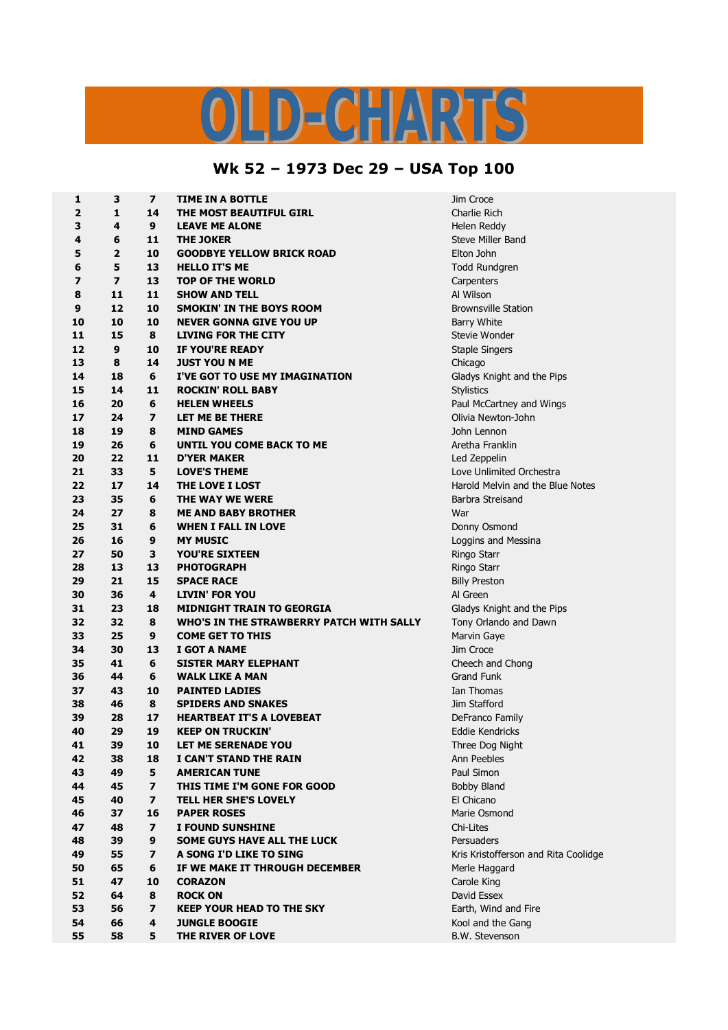# OLD-CHARTS

## Wk 52 – 1973 Dec 29 – USA Top 100

| | | | | |
|---|---|---|---|---|
| **1** | **3** | **7** | **TIME IN A BOTTLE** | Jim Croce |
| **2** | **1** | **14** | **THE MOST BEAUTIFUL GIRL** | Charlie Rich |
| **3** | **4** | **9** | **LEAVE ME ALONE** | Helen Reddy |
| **4** | **6** | **11** | **THE JOKER** | Steve Miller Band |
| **5** | **2** | **10** | **GOODBYE YELLOW BRICK ROAD** | Elton John |
| **6** | **5** | **13** | **HELLO IT'S ME** | Todd Rundgren |
| **7** | **7** | **13** | **TOP OF THE WORLD** | Carpenters |
| **8** | **11** | **11** | **SHOW AND TELL** | Al Wilson |
| **9** | **12** | **10** | **SMOKIN' IN THE BOYS ROOM** | Brownsville Station |
| **10** | **10** | **10** | **NEVER GONNA GIVE YOU UP** | Barry White |
| **11** | **15** | **8** | **LIVING FOR THE CITY** | Stevie Wonder |
| **12** | **9** | **10** | **IF YOU'RE READY** | Staple Singers |
| **13** | **8** | **14** | **JUST YOU N ME** | Chicago |
| **14** | **18** | **6** | **I'VE GOT TO USE MY IMAGINATION** | Gladys Knight and the Pips |
| **15** | **14** | **11** | **ROCKIN' ROLL BABY** | Stylistics |
| **16** | **20** | **6** | **HELEN WHEELS** | Paul McCartney and Wings |
| **17** | **24** | **7** | **LET ME BE THERE** | Olivia Newton-John |
| **18** | **19** | **8** | **MIND GAMES** | John Lennon |
| **19** | **26** | **6** | **UNTIL YOU COME BACK TO ME** | Aretha Franklin |
| **20** | **22** | **11** | **D'YER MAKER** | Led Zeppelin |
| **21** | **33** | **5** | **LOVE'S THEME** | Love Unlimited Orchestra |
| **22** | **17** | **14** | **THE LOVE I LOST** | Harold Melvin and the Blue Notes |
| **23** | **35** | **6** | **THE WAY WE WERE** | Barbra Streisand |
| **24** | **27** | **8** | **ME AND BABY BROTHER** | War |
| **25** | **31** | **6** | **WHEN I FALL IN LOVE** | Donny Osmond |
| **26** | **16** | **9** | **MY MUSIC** | Loggins and Messina |
| **27** | **50** | **3** | **YOU'RE SIXTEEN** | Ringo Starr |
| **28** | **13** | **13** | **PHOTOGRAPH** | Ringo Starr |
| **29** | **21** | **15** | **SPACE RACE** | Billy Preston |
| **30** | **36** | **4** | **LIVIN' FOR YOU** | Al Green |
| **31** | **23** | **18** | **MIDNIGHT TRAIN TO GEORGIA** | Gladys Knight and the Pips |
| **32** | **32** | **8** | **WHO'S IN THE STRAWBERRY PATCH WITH SALLY** | Tony Orlando and Dawn |
| **33** | **25** | **9** | **COME GET TO THIS** | Marvin Gaye |
| **34** | **30** | **13** | **I GOT A NAME** | Jim Croce |
| **35** | **41** | **6** | **SISTER MARY ELEPHANT** | Cheech and Chong |
| **36** | **44** | **6** | **WALK LIKE A MAN** | Grand Funk |
| **37** | **43** | **10** | **PAINTED LADIES** | Ian Thomas |
| **38** | **46** | **8** | **SPIDERS AND SNAKES** | Jim Stafford |
| **39** | **28** | **17** | **HEARTBEAT IT'S A LOVEBEAT** | DeFranco Family |
| **40** | **29** | **19** | **KEEP ON TRUCKIN'** | Eddie Kendricks |
| **41** | **39** | **10** | **LET ME SERENADE YOU** | Three Dog Night |
| **42** | **38** | **18** | **I CAN'T STAND THE RAIN** | Ann Peebles |
| **43** | **49** | **5** | **AMERICAN TUNE** | Paul Simon |
| **44** | **45** | **7** | **THIS TIME I'M GONE FOR GOOD** | Bobby Bland |
| **45** | **40** | **7** | **TELL HER SHE'S LOVELY** | El Chicano |
| **46** | **37** | **16** | **PAPER ROSES** | Marie Osmond |
| **47** | **48** | **7** | **I FOUND SUNSHINE** | Chi-Lites |
| **48** | **39** | **9** | **SOME GUYS HAVE ALL THE LUCK** | Persuaders |
| **49** | **55** | **7** | **A SONG I'D LIKE TO SING** | Kris Kristofferson and Rita Coolidge |
| **50** | **65** | **6** | **IF WE MAKE IT THROUGH DECEMBER** | Merle Haggard |
| **51** | **47** | **10** | **CORAZON** | Carole King |
| **52** | **64** | **8** | **ROCK ON** | David Essex |
| **53** | **56** | **7** | **KEEP YOUR HEAD TO THE SKY** | Earth, Wind and Fire |
| **54** | **66** | **4** | **JUNGLE BOOGIE** | Kool and the Gang |
| **55** | **58** | **5** | **THE RIVER OF LOVE** | B.W. Stevenson |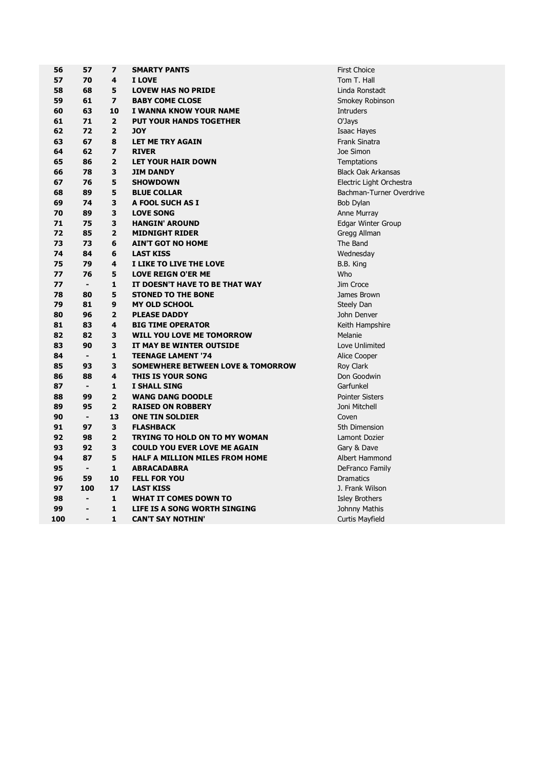| | | | | |
|---|---|---|---|---|
| **56** | **57** | **7** | **SMARTY PANTS** | First Choice |
| **57** | **70** | **4** | **I LOVE** | Tom T. Hall |
| **58** | **68** | **5** | **LOVEW HAS NO PRIDE** | Linda Ronstadt |
| **59** | **61** | **7** | **BABY COME CLOSE** | Smokey Robinson |
| **60** | **63** | **10** | **I WANNA KNOW YOUR NAME** | Intruders |
| **61** | **71** | **2** | **PUT YOUR HANDS TOGETHER** | O'Jays |
| **62** | **72** | **2** | **JOY** | Isaac Hayes |
| **63** | **67** | **8** | **LET ME TRY AGAIN** | Frank Sinatra |
| **64** | **62** | **7** | **RIVER** | Joe Simon |
| **65** | **86** | **2** | **LET YOUR HAIR DOWN** | Temptations |
| **66** | **78** | **3** | **JIM DANDY** | Black Oak Arkansas |
| **67** | **76** | **5** | **SHOWDOWN** | Electric Light Orchestra |
| **68** | **89** | **5** | **BLUE COLLAR** | Bachman-Turner Overdrive |
| **69** | **74** | **3** | **A FOOL SUCH AS I** | Bob Dylan |
| **70** | **89** | **3** | **LOVE SONG** | Anne Murray |
| **71** | **75** | **3** | **HANGIN' AROUND** | Edgar Winter Group |
| **72** | **85** | **2** | **MIDNIGHT RIDER** | Gregg Allman |
| **73** | **73** | **6** | **AIN'T GOT NO HOME** | The Band |
| **74** | **84** | **6** | **LAST KISS** | Wednesday |
| **75** | **79** | **4** | **I LIKE TO LIVE THE LOVE** | B.B. King |
| **77** | **76** | **5** | **LOVE REIGN O'ER ME** | Who |
| **77** | **-** | **1** | **IT DOESN'T HAVE TO BE THAT WAY** | Jim Croce |
| **78** | **80** | **5** | **STONED TO THE BONE** | James Brown |
| **79** | **81** | **9** | **MY OLD SCHOOL** | Steely Dan |
| **80** | **96** | **2** | **PLEASE DADDY** | John Denver |
| **81** | **83** | **4** | **BIG TIME OPERATOR** | Keith Hampshire |
| **82** | **82** | **3** | **WILL YOU LOVE ME TOMORROW** | Melanie |
| **83** | **90** | **3** | **IT MAY BE WINTER OUTSIDE** | Love Unlimited |
| **84** | **-** | **1** | **TEENAGE LAMENT '74** | Alice Cooper |
| **85** | **93** | **3** | **SOMEWHERE BETWEEN LOVE & TOMORROW** | Roy Clark |
| **86** | **88** | **4** | **THIS IS YOUR SONG** | Don Goodwin |
| **87** | **-** | **1** | **I SHALL SING** | Garfunkel |
| **88** | **99** | **2** | **WANG DANG DOODLE** | Pointer Sisters |
| **89** | **95** | **2** | **RAISED ON ROBBERY** | Joni Mitchell |
| **90** | **-** | **13** | **ONE TIN SOLDIER** | Coven |
| **91** | **97** | **3** | **FLASHBACK** | 5th Dimension |
| **92** | **98** | **2** | **TRYING TO HOLD ON TO MY WOMAN** | Lamont Dozier |
| **93** | **92** | **3** | **COULD YOU EVER LOVE ME AGAIN** | Gary & Dave |
| **94** | **87** | **5** | **HALF A MILLION MILES FROM HOME** | Albert Hammond |
| **95** | **-** | **1** | **ABRACADABRA** | DeFranco Family |
| **96** | **59** | **10** | **FELL FOR YOU** | Dramatics |
| **97** | **100** | **17** | **LAST KISS** | J. Frank Wilson |
| **98** | **-** | **1** | **WHAT IT COMES DOWN TO** | Isley Brothers |
| **99** | **-** | **1** | **LIFE IS A SONG WORTH SINGING** | Johnny Mathis |
| **100** | **-** | **1** | **CAN'T SAY NOTHIN'** | Curtis Mayfield |